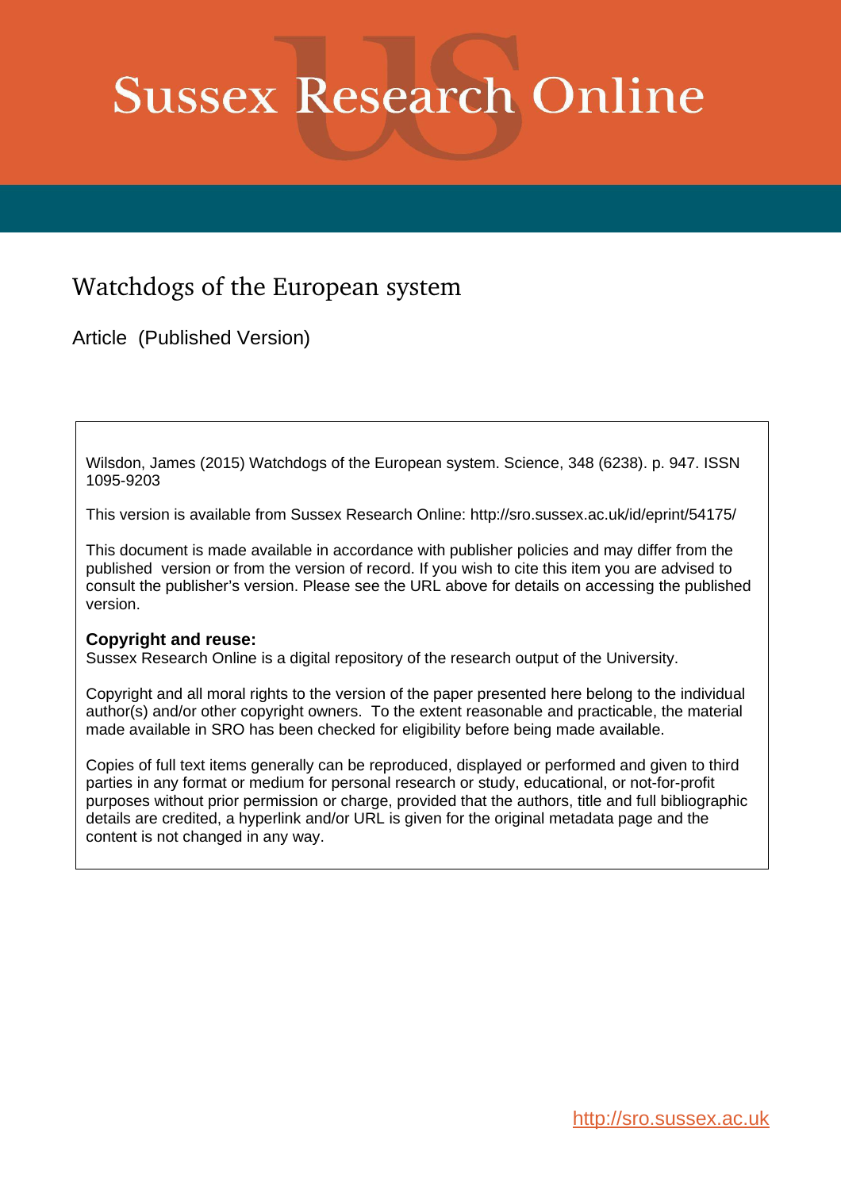# Sussex Research Online

## Watchdogs of the European system

Article (Published Version)

Wilsdon, James (2015) Watchdogs of the European system. Science, 348 (6238). p. 947. ISSN 1095-9203

This version is available from Sussex Research Online: http://sro.sussex.ac.uk/id/eprint/54175/

This document is made available in accordance with publisher policies and may differ from the published version or from the version of record. If you wish to cite this item you are advised to consult the publisher's version. Please see the URL above for details on accessing the published version.

**Copyright and reuse:**
Sussex Research Online is a digital repository of the research output of the University.

Copyright and all moral rights to the version of the paper presented here belong to the individual author(s) and/or other copyright owners. To the extent reasonable and practicable, the material made available in SRO has been checked for eligibility before being made available.

Copies of full text items generally can be reproduced, displayed or performed and given to third parties in any format or medium for personal research or study, educational, or not-for-profit purposes without prior permission or charge, provided that the authors, title and full bibliographic details are credited, a hyperlink and/or URL is given for the original metadata page and the content is not changed in any way.

http://sro.sussex.ac.uk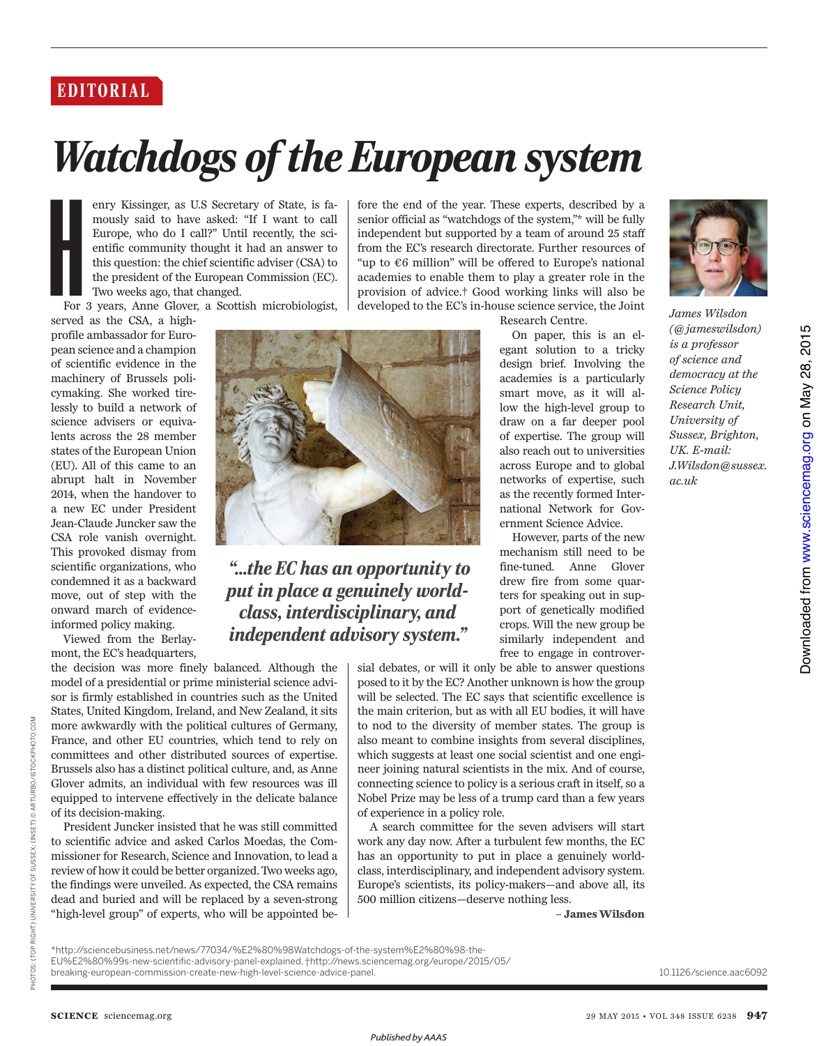EDITORIAL

# Watchdogs of the European system

Henry Kissinger, as U.S Secretary of State, is famously said to have asked: "If I want to call Europe, who do I call?" Until recently, the scientific community thought it had an answer to this question: the chief scientific adviser (CSA) to the president of the European Commission (EC). Two weeks ago, that changed.

For 3 years, Anne Glover, a Scottish microbiologist, served as the CSA, a high-profile ambassador for European science and a champion of scientific evidence in the machinery of Brussels policymaking. She worked tirelessly to build a network of science advisers or equivalents across the 28 member states of the European Union (EU). All of this came to an abrupt halt in November 2014, when the handover to a new EC under President Jean-Claude Juncker saw the CSA role vanish overnight. This provoked dismay from scientific organizations, who condemned it as a backward move, out of step with the onward march of evidence-informed policy making.

Viewed from the Berlaymont, the EC's headquarters, the decision was more finely balanced. Although the model of a presidential or prime ministerial science advisor is firmly established in countries such as the United States, United Kingdom, Ireland, and New Zealand, it sits more awkwardly with the political cultures of Germany, France, and other EU countries, which tend to rely on committees and other distributed sources of expertise. Brussels also has a distinct political culture, and, as Anne Glover admits, an individual with few resources was ill equipped to intervene effectively in the delicate balance of its decision-making.

President Juncker insisted that he was still committed to scientific advice and asked Carlos Moedas, the Commissioner for Research, Science and Innovation, to lead a review of how it could be better organized. Two weeks ago, the findings were unveiled. As expected, the CSA remains dead and buried and will be replaced by a seven-strong "high-level group" of experts, who will be appointed before the end of the year. These experts, described by a senior official as "watchdogs of the system,"* will be fully independent but supported by a team of around 25 staff from the EC's research directorate. Further resources of "up to €6 million" will be offered to Europe's national academies to enable them to play a greater role in the provision of advice.† Good working links will also be developed to the EC's in-house science service, the Joint Research Centre.

*"...the EC has an opportunity to put in place a genuinely world-class, interdisciplinary, and independent advisory system."*

On paper, this is an elegant solution to a tricky design brief. Involving the academies is a particularly smart move, as it will allow the high-level group to draw on a far deeper pool of expertise. The group will also reach out to universities across Europe and to global networks of expertise, such as the recently formed International Network for Government Science Advice.

However, parts of the new mechanism still need to be fine-tuned. Anne Glover drew fire from some quarters for speaking out in support of genetically modified crops. Will the new group be similarly independent and free to engage in controversial debates, or will it only be able to answer questions posed to it by the EC? Another unknown is how the group will be selected. The EC says that scientific excellence is the main criterion, but as with all EU bodies, it will have to nod to the diversity of member states. The group is also meant to combine insights from several disciplines, which suggests at least one social scientist and one engineer joining natural scientists in the mix. And of course, connecting science to policy is a serious craft in itself, so a Nobel Prize may be less of a trump card than a few years of experience in a policy role.

A search committee for the seven advisers will start work any day now. After a turbulent few months, the EC has an opportunity to put in place a genuinely world-class, interdisciplinary, and independent advisory system. Europe's scientists, its policy-makers—and above all, its 500 million citizens—deserve nothing less.

**– James Wilsdon**

*James Wilsdon (@jameswilsdon) is a professor of science and democracy at the Science Policy Research Unit, University of Sussex, Brighton, UK. E-mail: J.Wilsdon@sussex.ac.uk*

*http://sciencebusiness.net/news/77034/%E2%80%98Watchdogs-of-the-system%E2%80%98-the-EU%E2%80%99s-new-scientific-advisory-panel-explained. †http://news.sciencemag.org/europe/2015/05/breaking-european-commission-create-new-high-level-science-advice-panel.

10.1126/science.aac6092

PHOTOS: (TOP RIGHT) UNIVERSITY OF SUSSEX; (INSET) © ARTURBO/ISTOCKPHOTO.COM